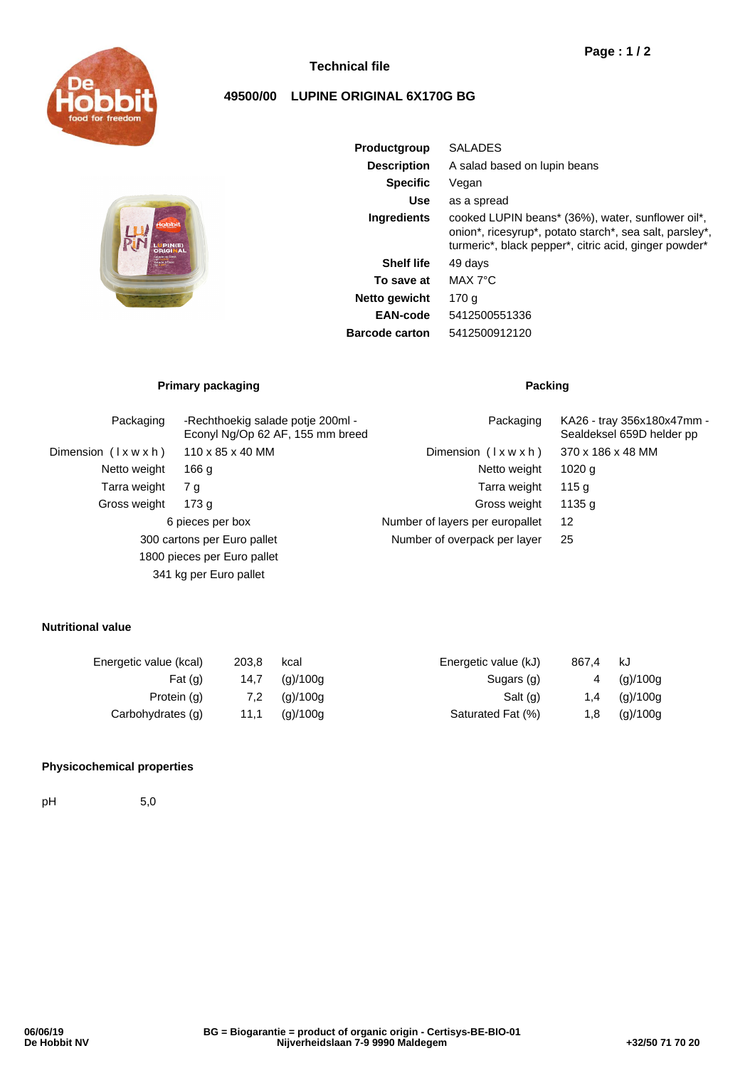# Technical file

## 49500/00 LUPINE ORIGINAL 6X170G BG

| | |
|---|---|
| **Productgroup** | SALADES |
| **Description** | A salad based on lupin beans |
| **Specific** | Vegan |
| **Use** | as a spread |
| **Ingredients** | cooked LUPIN beans* (36%), water, sunflower oil*, onion*, ricesyrup*, potato starch*, sea salt, parsley*, turmeric*, black pepper*, citric acid, ginger powder* |
| **Shelf life** | 49 days |
| **To save at** | MAX 7°C |
| **Netto gewicht** | 170 g |
| **EAN-code** | 5412500551336 |
| **Barcode carton** | 5412500912120 |

### Primary packaging

| | |
|---|---|
| Packaging | -Rechthoekig salade potje 200ml - Econyl Ng/Op 62 AF, 155 mm breed |
| Dimension ( l x w x h ) | 110 x 85 x 40 MM |
| Netto weight | 166 g |
| Tarra weight | 7 g |
| Gross weight | 173 g |

6 pieces per box

300 cartons per Euro pallet

1800 pieces per Euro pallet

341 kg per Euro pallet

### Packing

| | |
|---|---|
| Packaging | KA26 - tray 356x180x47mm - Sealdeksel 659D helder pp |
| Dimension ( l x w x h ) | 370 x 186 x 48 MM |
| Netto weight | 1020 g |
| Tarra weight | 115 g |
| Gross weight | 1135 g |
| Number of layers per europallet | 12 |
| Number of overpack per layer | 25 |

### Nutritional value

| | | | | | |
|---|---|---|---|---|---|
| Energetic value (kcal) | 203,8 | kcal | Energetic value (kJ) | 867,4 | kJ |
| Fat (g) | 14,7 | (g)/100g | Sugars (g) | 4 | (g)/100g |
| Protein (g) | 7,2 | (g)/100g | Salt (g) | 1,4 | (g)/100g |
| Carbohydrates (g) | 11,1 | (g)/100g | Saturated Fat (%) | 1,8 | (g)/100g |

### Physicochemical properties

pH 5,0

06/06/19
De Hobbit NV

BG = Biogarantie = product of organic origin - Certisys-BE-BIO-01
Nijverheidslaan 7-9 9990 Maldegem

+32/50 71 70 20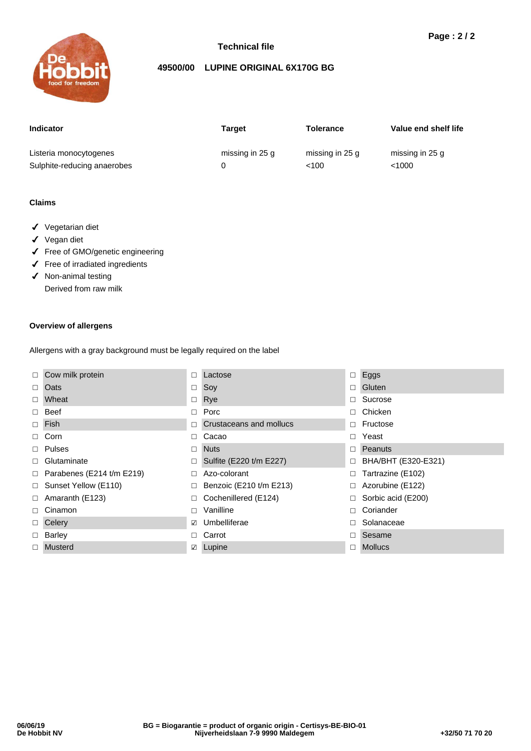Technical file

**49500/00 LUPINE ORIGINAL 6X170G BG**

| Indicator | Target | Tolerance | Value end shelf life |
|---|---|---|---|
| Listeria monocytogenes | missing in 25 g | missing in 25 g | missing in 25 g |
| Sulphite-reducing anaerobes | 0 | <100 | <1000 |

### Claims

- ✓ Vegetarian diet
- ✓ Vegan diet
- ✓ Free of GMO/genetic engineering
- ✓ Free of irradiated ingredients
- ✓ Non-animal testing
- Derived from raw milk

### Overview of allergens

Allergens with a gray background must be legally required on the label

| | | | | | |
|---|---|---|---|---|---|
| ☐ | Cow milk protein | ☐ | Lactose | ☐ | Eggs |
| ☐ | Oats | ☐ | Soy | ☐ | Gluten |
| ☐ | Wheat | ☐ | Rye | ☐ | Sucrose |
| ☐ | Beef | ☐ | Porc | ☐ | Chicken |
| ☐ | Fish | ☐ | Crustaceans and mollucs | ☐ | Fructose |
| ☐ | Corn | ☐ | Cacao | ☐ | Yeast |
| ☐ | Pulses | ☐ | Nuts | ☐ | Peanuts |
| ☐ | Glutaminate | ☐ | Sulfite (E220 t/m E227) | ☐ | BHA/BHT (E320-E321) |
| ☐ | Parabenes (E214 t/m E219) | ☐ | Azo-colorant | ☐ | Tartrazine (E102) |
| ☐ | Sunset Yellow (E110) | ☐ | Benzoic (E210 t/m E213) | ☐ | Azorubine (E122) |
| ☐ | Amaranth (E123) | ☐ | Cochenillered (E124) | ☐ | Sorbic acid (E200) |
| ☐ | Cinamon | ☐ | Vanilline | ☐ | Coriander |
| ☐ | Celery | ☑ | Umbelliferae | ☐ | Solanaceae |
| ☐ | Barley | ☐ | Carrot | ☐ | Sesame |
| ☐ | Musterd | ☑ | Lupine | ☐ | Mollucs |

06/06/19
De Hobbit NV

**BG = Biogarantie = product of organic origin - Certisys-BE-BIO-01**
**Nijverheidslaan 7-9 9990 Maldegem**

+32/50 71 70 20